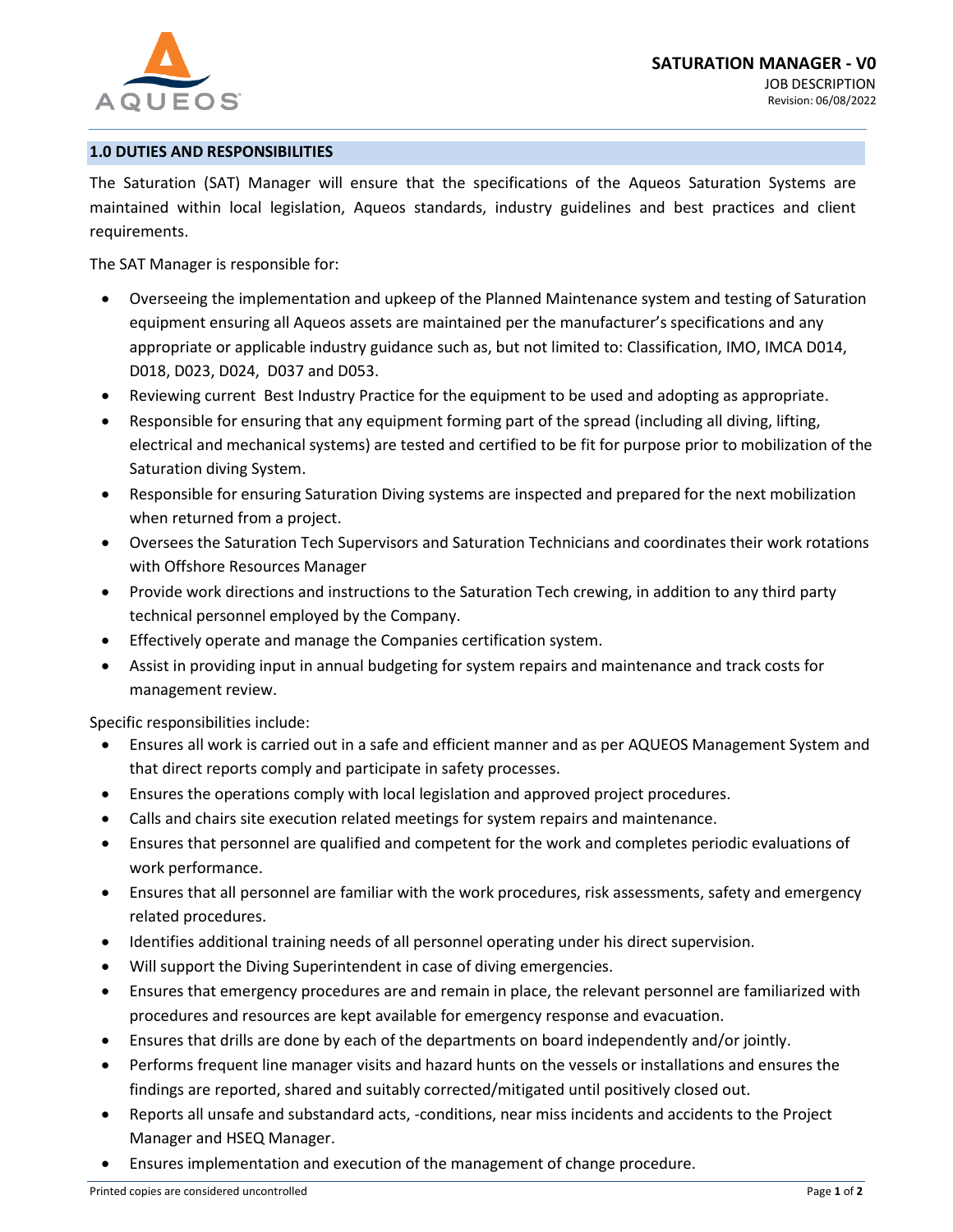# SATURATION MANAGER - V0

JOB DESCRIPTION

Revision: 06/08/2022

## 1.0 DUTIES AND RESPONSIBILITIES

The Saturation (SAT) Manager will ensure that the specifications of the Aqueos Saturation Systems are maintained within local legislation, Aqueos standards, industry guidelines and best practices and client requirements.

The SAT Manager is responsible for:

- Overseeing the implementation and upkeep of the Planned Maintenance system and testing of Saturation equipment ensuring all Aqueos assets are maintained per the manufacturer's specifications and any appropriate or applicable industry guidance such as, but not limited to: Classification, IMO, IMCA D014, D018, D023, D024, D037 and D053.
- Reviewing current Best Industry Practice for the equipment to be used and adopting as appropriate.
- Responsible for ensuring that any equipment forming part of the spread (including all diving, lifting, electrical and mechanical systems) are tested and certified to be fit for purpose prior to mobilization of the Saturation diving System.
- Responsible for ensuring Saturation Diving systems are inspected and prepared for the next mobilization when returned from a project.
- Oversees the Saturation Tech Supervisors and Saturation Technicians and coordinates their work rotations with Offshore Resources Manager
- Provide work directions and instructions to the Saturation Tech crewing, in addition to any third party technical personnel employed by the Company.
- Effectively operate and manage the Companies certification system.
- Assist in providing input in annual budgeting for system repairs and maintenance and track costs for management review.

Specific responsibilities include:

- Ensures all work is carried out in a safe and efficient manner and as per AQUEOS Management System and that direct reports comply and participate in safety processes.
- Ensures the operations comply with local legislation and approved project procedures.
- Calls and chairs site execution related meetings for system repairs and maintenance.
- Ensures that personnel are qualified and competent for the work and completes periodic evaluations of work performance.
- Ensures that all personnel are familiar with the work procedures, risk assessments, safety and emergency related procedures.
- Identifies additional training needs of all personnel operating under his direct supervision.
- Will support the Diving Superintendent in case of diving emergencies.
- Ensures that emergency procedures are and remain in place, the relevant personnel are familiarized with procedures and resources are kept available for emergency response and evacuation.
- Ensures that drills are done by each of the departments on board independently and/or jointly.
- Performs frequent line manager visits and hazard hunts on the vessels or installations and ensures the findings are reported, shared and suitably corrected/mitigated until positively closed out.
- Reports all unsafe and substandard acts, -conditions, near miss incidents and accidents to the Project Manager and HSEQ Manager.
- Ensures implementation and execution of the management of change procedure.

Printed copies are considered uncontrolled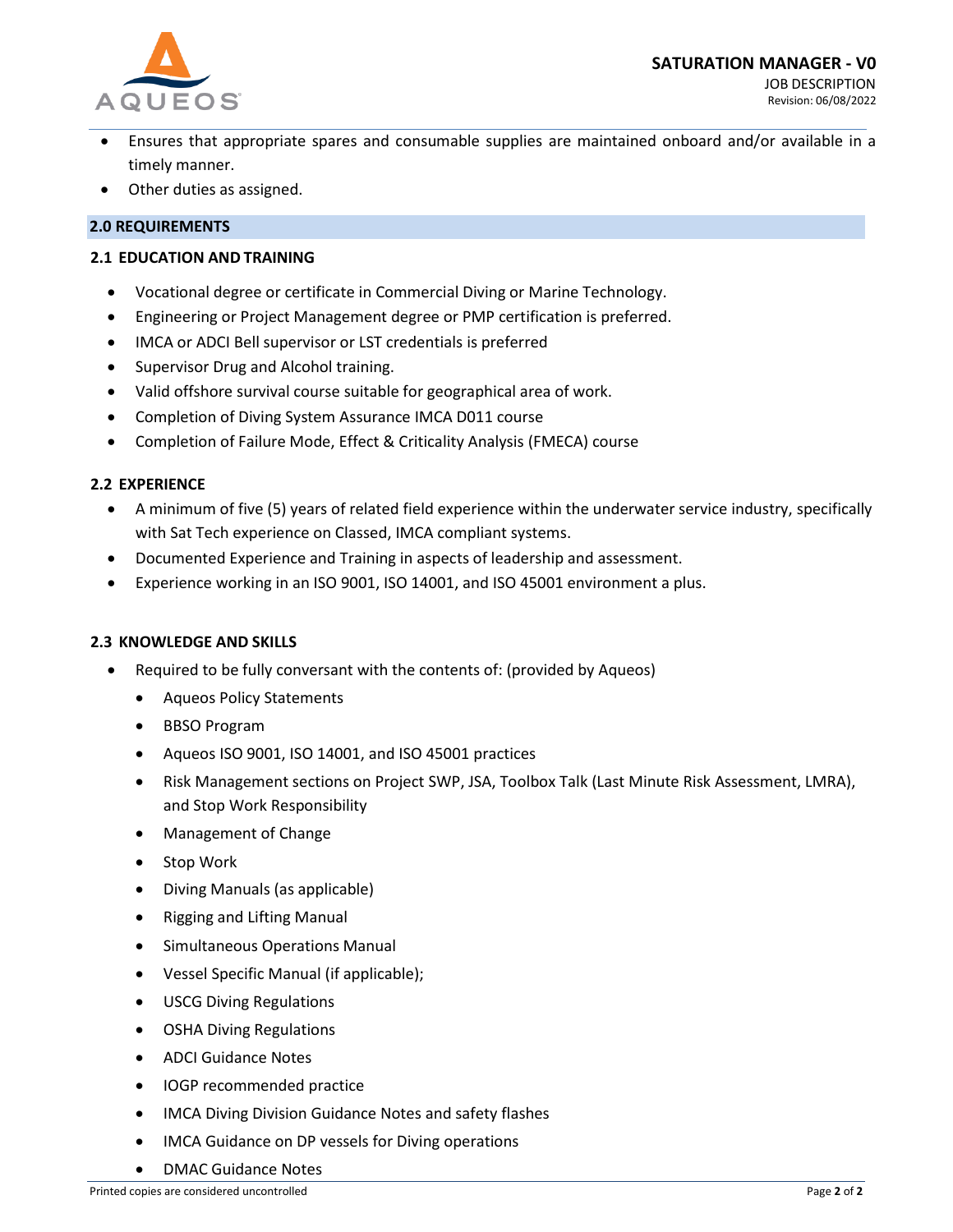- Ensures that appropriate spares and consumable supplies are maintained onboard and/or available in a timely manner.
- Other duties as assigned.

## 2.0 REQUIREMENTS

### 2.1 EDUCATION AND TRAINING

- Vocational degree or certificate in Commercial Diving or Marine Technology.
- Engineering or Project Management degree or PMP certification is preferred.
- IMCA or ADCI Bell supervisor or LST credentials is preferred
- Supervisor Drug and Alcohol training.
- Valid offshore survival course suitable for geographical area of work.
- Completion of Diving System Assurance IMCA D011 course
- Completion of Failure Mode, Effect & Criticality Analysis (FMECA) course

### 2.2 EXPERIENCE

- A minimum of five (5) years of related field experience within the underwater service industry, specifically with Sat Tech experience on Classed, IMCA compliant systems.
- Documented Experience and Training in aspects of leadership and assessment.
- Experience working in an ISO 9001, ISO 14001, and ISO 45001 environment a plus.

### 2.3 KNOWLEDGE AND SKILLS

- Required to be fully conversant with the contents of: (provided by Aqueos)
  - Aqueos Policy Statements
  - BBSO Program
  - Aqueos ISO 9001, ISO 14001, and ISO 45001 practices
  - Risk Management sections on Project SWP, JSA, Toolbox Talk (Last Minute Risk Assessment, LMRA), and Stop Work Responsibility
  - Management of Change
  - Stop Work
  - Diving Manuals (as applicable)
  - Rigging and Lifting Manual
  - Simultaneous Operations Manual
  - Vessel Specific Manual (if applicable);
  - USCG Diving Regulations
  - OSHA Diving Regulations
  - ADCI Guidance Notes
  - IOGP recommended practice
  - IMCA Diving Division Guidance Notes and safety flashes
  - IMCA Guidance on DP vessels for Diving operations
  - DMAC Guidance Notes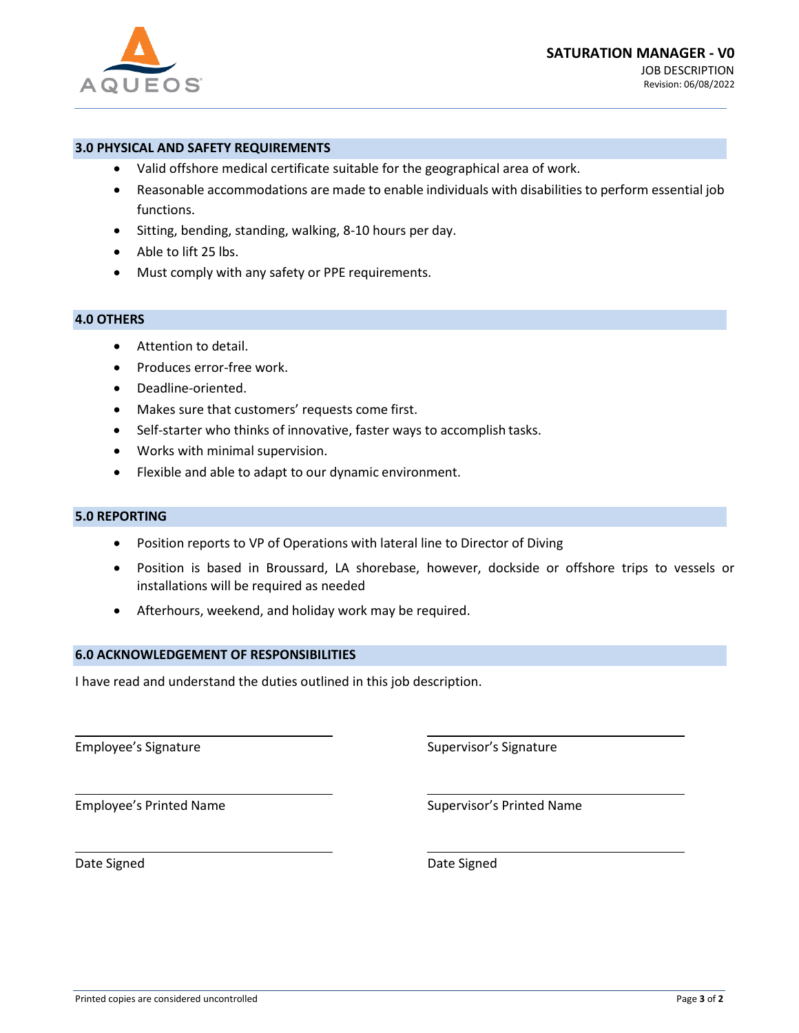## 3.0 PHYSICAL AND SAFETY REQUIREMENTS

- Valid offshore medical certificate suitable for the geographical area of work.
- Reasonable accommodations are made to enable individuals with disabilities to perform essential job functions.
- Sitting, bending, standing, walking, 8-10 hours per day.
- Able to lift 25 lbs.
- Must comply with any safety or PPE requirements.

## 4.0 OTHERS

- Attention to detail.
- Produces error-free work.
- Deadline-oriented.
- Makes sure that customers' requests come first.
- Self-starter who thinks of innovative, faster ways to accomplish tasks.
- Works with minimal supervision.
- Flexible and able to adapt to our dynamic environment.

## 5.0 REPORTING

- Position reports to VP of Operations with lateral line to Director of Diving
- Position is based in Broussard, LA shorebase, however, dockside or offshore trips to vessels or installations will be required as needed
- Afterhours, weekend, and holiday work may be required.

## 6.0 ACKNOWLEDGEMENT OF RESPONSIBILITIES

I have read and understand the duties outlined in this job description.

Employee's Signature

Employee's Printed Name

Date Signed

Supervisor's Signature

Supervisor's Printed Name

Date Signed

Printed copies are considered uncontrolled